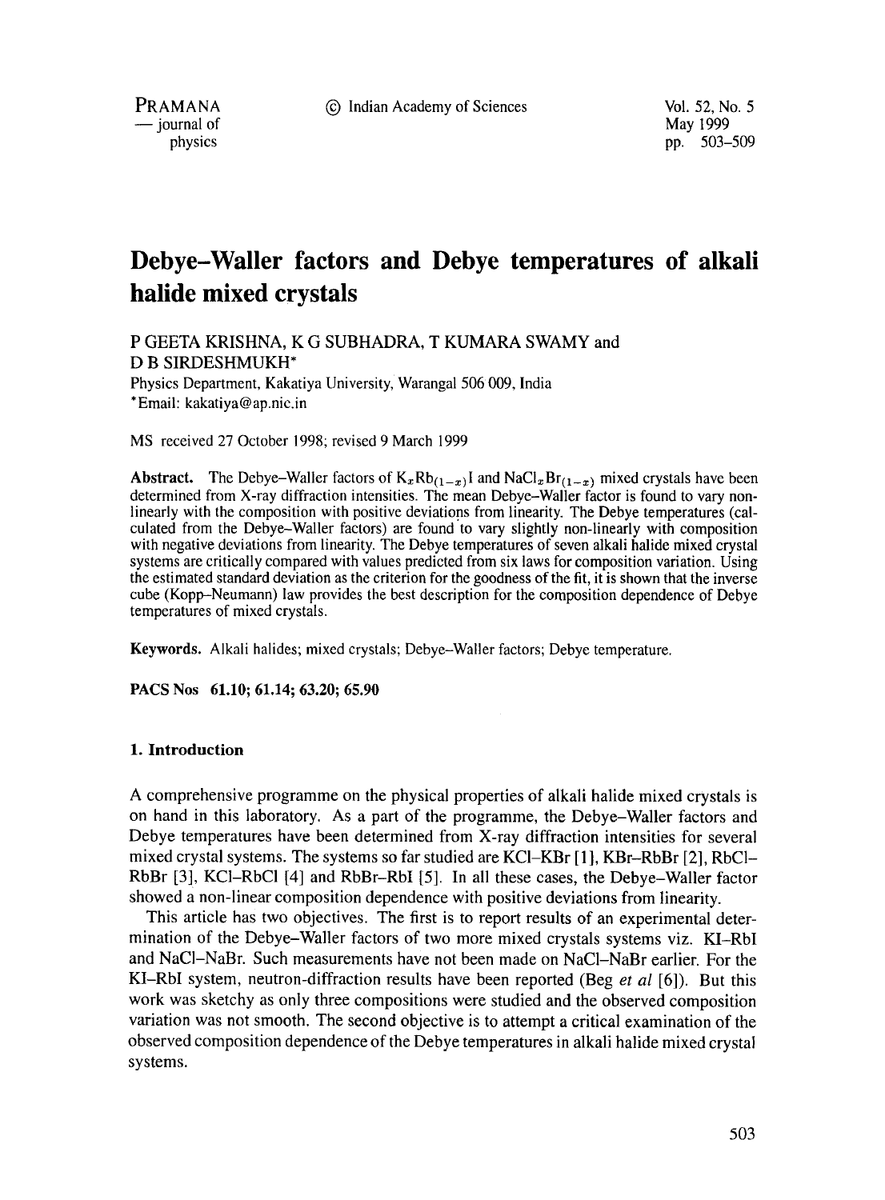# Debye–Waller factors and Debye temperatures of alkali halide mixed crystals

P GEETA KRISHNA, K G SUBHADRA, T KUMARA SWAMY and D B SIRDESHMUKH*

Physics Department, Kakatiya University, Warangal 506 009, India

*Email: kakatiya@ap.nic.in

MS received 27 October 1998; revised 9 March 1999

**Abstract.** The Debye–Waller factors of $K_xRb_{(1-x)}I$ and $NaCl_xBr_{(1-x)}$ mixed crystals have been determined from X-ray diffraction intensities. The mean Debye–Waller factor is found to vary non-linearly with the composition with positive deviations from linearity. The Debye temperatures (calculated from the Debye–Waller factors) are found to vary slightly non-linearly with composition with negative deviations from linearity. The Debye temperatures of seven alkali halide mixed crystal systems are critically compared with values predicted from six laws for composition variation. Using the estimated standard deviation as the criterion for the goodness of the fit, it is shown that the inverse cube (Kopp–Neumann) law provides the best description for the composition dependence of Debye temperatures of mixed crystals.

**Keywords.** Alkali halides; mixed crystals; Debye–Waller factors; Debye temperature.

**PACS Nos 61.10; 61.14; 63.20; 65.90**

## 1. Introduction

A comprehensive programme on the physical properties of alkali halide mixed crystals is on hand in this laboratory. As a part of the programme, the Debye–Waller factors and Debye temperatures have been determined from X-ray diffraction intensities for several mixed crystal systems. The systems so far studied are KCl–KBr [1], KBr–RbBr [2], RbCl–RbBr [3], KCl–RbCl [4] and RbBr–RbI [5]. In all these cases, the Debye–Waller factor showed a non-linear composition dependence with positive deviations from linearity.

This article has two objectives. The first is to report results of an experimental determination of the Debye–Waller factors of two more mixed crystals systems viz. KI–RbI and NaCl–NaBr. Such measurements have not been made on NaCl–NaBr earlier. For the KI–RbI system, neutron-diffraction results have been reported (Beg *et al* [6]). But this work was sketchy as only three compositions were studied and the observed composition variation was not smooth. The second objective is to attempt a critical examination of the observed composition dependence of the Debye temperatures in alkali halide mixed crystal systems.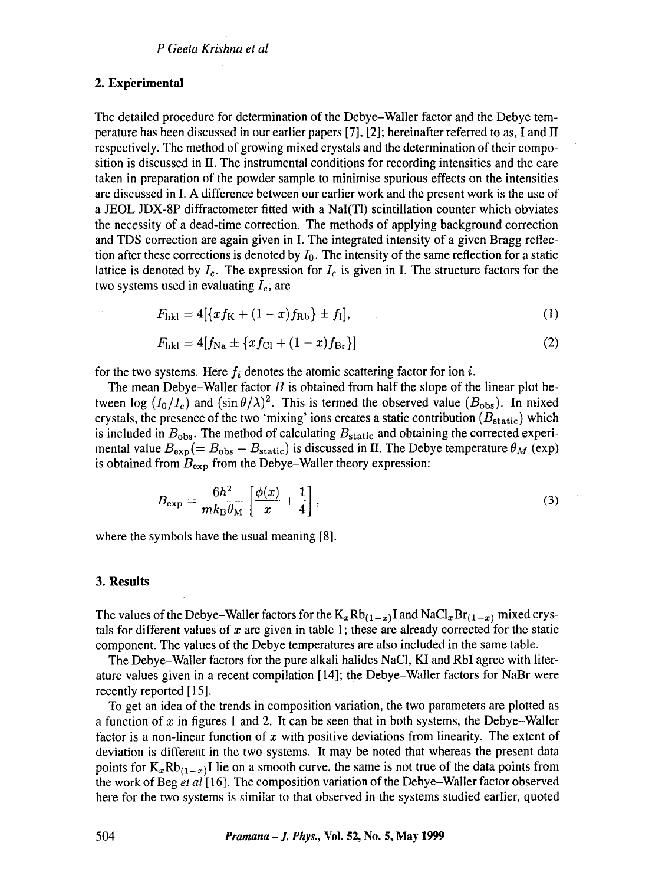## 2. Experimental

The detailed procedure for determination of the Debye–Waller factor and the Debye temperature has been discussed in our earlier papers [7], [2]; hereinafter referred to as, I and II respectively. The method of growing mixed crystals and the determination of their composition is discussed in II. The instrumental conditions for recording intensities and the care taken in preparation of the powder sample to minimise spurious effects on the intensities are discussed in I. A difference between our earlier work and the present work is the use of a JEOL JDX-8P diffractometer fitted with a NaI(Tl) scintillation counter which obviates the necessity of a dead-time correction. The methods of applying background correction and TDS correction are again given in I. The integrated intensity of a given Bragg reflection after these corrections is denoted by $I_0$. The intensity of the same reflection for a static lattice is denoted by $I_c$. The expression for $I_c$ is given in I. The structure factors for the two systems used in evaluating $I_c$, are

$$F_{\mathrm{hkl}} = 4[\{xf_{\mathrm{K}} + (1-x)f_{\mathrm{Rb}}\} \pm f_{\mathrm{I}}], \tag{1}$$

$$F_{\mathrm{hkl}} = 4[f_{\mathrm{Na}} \pm \{xf_{\mathrm{Cl}} + (1-x)f_{\mathrm{Br}}\}] \tag{2}$$

for the two systems. Here $f_i$ denotes the atomic scattering factor for ion $i$.

The mean Debye–Waller factor $B$ is obtained from half the slope of the linear plot between $\log\,(I_0/I_c)$ and $(\sin\theta/\lambda)^2$. This is termed the observed value ($B_{\mathrm{obs}}$). In mixed crystals, the presence of the two 'mixing' ions creates a static contribution ($B_{\mathrm{static}}$) which is included in $B_{\mathrm{obs}}$. The method of calculating $B_{\mathrm{static}}$ and obtaining the corrected experimental value $B_{\mathrm{exp}}(= B_{\mathrm{obs}} - B_{\mathrm{static}})$ is discussed in II. The Debye temperature $\theta_M$ (exp) is obtained from $B_{\mathrm{exp}}$ from the Debye–Waller theory expression:

$$B_{\mathrm{exp}} = \frac{6h^2}{mk_{\mathrm{B}}\theta_{\mathrm{M}}}\left[\frac{\phi(x)}{x} + \frac{1}{4}\right], \tag{3}$$

where the symbols have the usual meaning [8].

## 3. Results

The values of the Debye–Waller factors for the $K_xRb_{(1-x)}I$ and $NaCl_xBr_{(1-x)}$ mixed crystals for different values of $x$ are given in table 1; these are already corrected for the static component. The values of the Debye temperatures are also included in the same table.

The Debye–Waller factors for the pure alkali halides NaCl, KI and RbI agree with literature values given in a recent compilation [14]; the Debye–Waller factors for NaBr were recently reported [15].

To get an idea of the trends in composition variation, the two parameters are plotted as a function of $x$ in figures 1 and 2. It can be seen that in both systems, the Debye–Waller factor is a non-linear function of $x$ with positive deviations from linearity. The extent of deviation is different in the two systems. It may be noted that whereas the present data points for $K_xRb_{(1-x)}I$ lie on a smooth curve, the same is not true of the data points from the work of Beg *et al* [16]. The composition variation of the Debye–Waller factor observed here for the two systems is similar to that observed in the systems studied earlier, quoted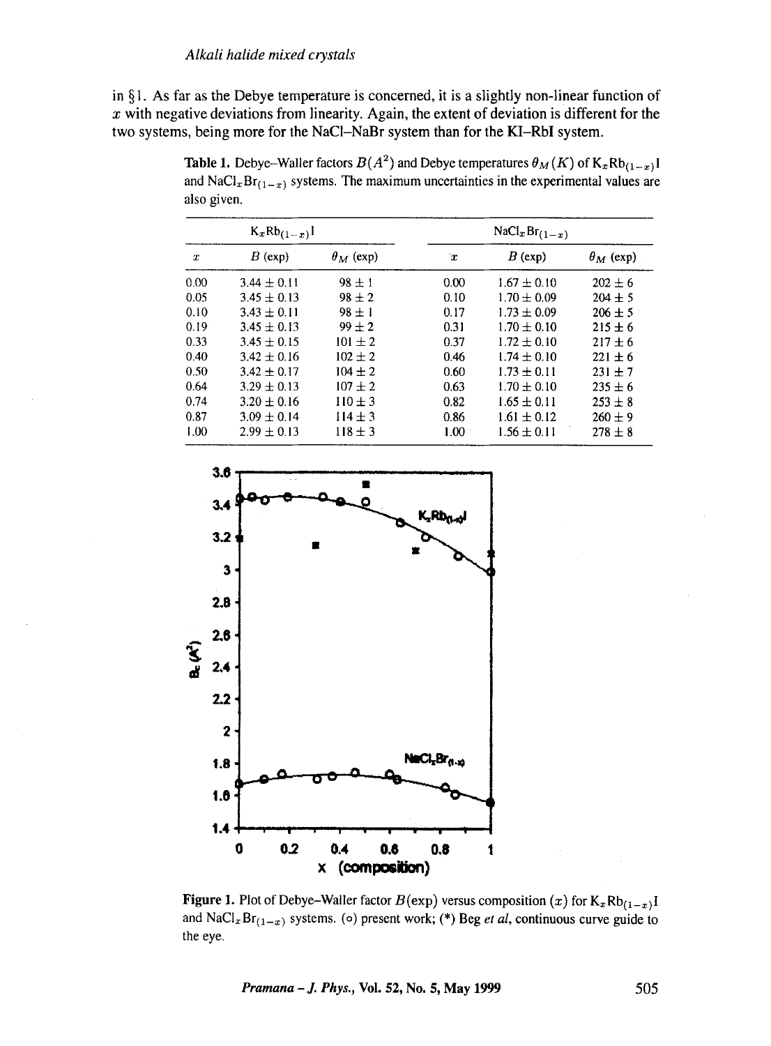in §1. As far as the Debye temperature is concerned, it is a slightly non-linear function of $x$ with negative deviations from linearity. Again, the extent of deviation is different for the two systems, being more for the NaCl–NaBr system than for the KI–RbI system.

**Table 1.** Debye–Waller factors $B(A^2)$ and Debye temperatures $\theta_M(K)$ of $K_xRb_{(1-x)}I$ and $NaCl_xBr_{(1-x)}$ systems. The maximum uncertainties in the experimental values are also given.

| $K_xRb_{(1-x)}I$ | | | $NaCl_xBr_{(1-x)}$ | | |
|---|---|---|---|---|---|
| $x$ | $B$ (exp) | $\theta_M$ (exp) | $x$ | $B$ (exp) | $\theta_M$ (exp) |
| 0.00 | $3.44 \pm 0.11$ | $98 \pm 1$ | 0.00 | $1.67 \pm 0.10$ | $202 \pm 6$ |
| 0.05 | $3.45 \pm 0.13$ | $98 \pm 2$ | 0.10 | $1.70 \pm 0.09$ | $204 \pm 5$ |
| 0.10 | $3.43 \pm 0.11$ | $98 \pm 1$ | 0.17 | $1.73 \pm 0.09$ | $206 \pm 5$ |
| 0.19 | $3.45 \pm 0.13$ | $99 \pm 2$ | 0.31 | $1.70 \pm 0.10$ | $215 \pm 6$ |
| 0.33 | $3.45 \pm 0.15$ | $101 \pm 2$ | 0.37 | $1.72 \pm 0.10$ | $217 \pm 6$ |
| 0.40 | $3.42 \pm 0.16$ | $102 \pm 2$ | 0.46 | $1.74 \pm 0.10$ | $221 \pm 6$ |
| 0.50 | $3.42 \pm 0.17$ | $104 \pm 2$ | 0.60 | $1.73 \pm 0.11$ | $231 \pm 7$ |
| 0.64 | $3.29 \pm 0.13$ | $107 \pm 2$ | 0.63 | $1.70 \pm 0.10$ | $235 \pm 6$ |
| 0.74 | $3.20 \pm 0.16$ | $110 \pm 3$ | 0.82 | $1.65 \pm 0.11$ | $253 \pm 8$ |
| 0.87 | $3.09 \pm 0.14$ | $114 \pm 3$ | 0.86 | $1.61 \pm 0.12$ | $260 \pm 9$ |
| 1.00 | $2.99 \pm 0.13$ | $118 \pm 3$ | 1.00 | $1.56 \pm 0.11$ | $278 \pm 8$ |

**Figure 1.** Plot of Debye–Waller factor $B$(exp) versus composition ($x$) for $K_xRb_{(1-x)}I$ and $NaCl_xBr_{(1-x)}$ systems. (o) present work; (*) Beg *et al*, continuous curve guide to the eye.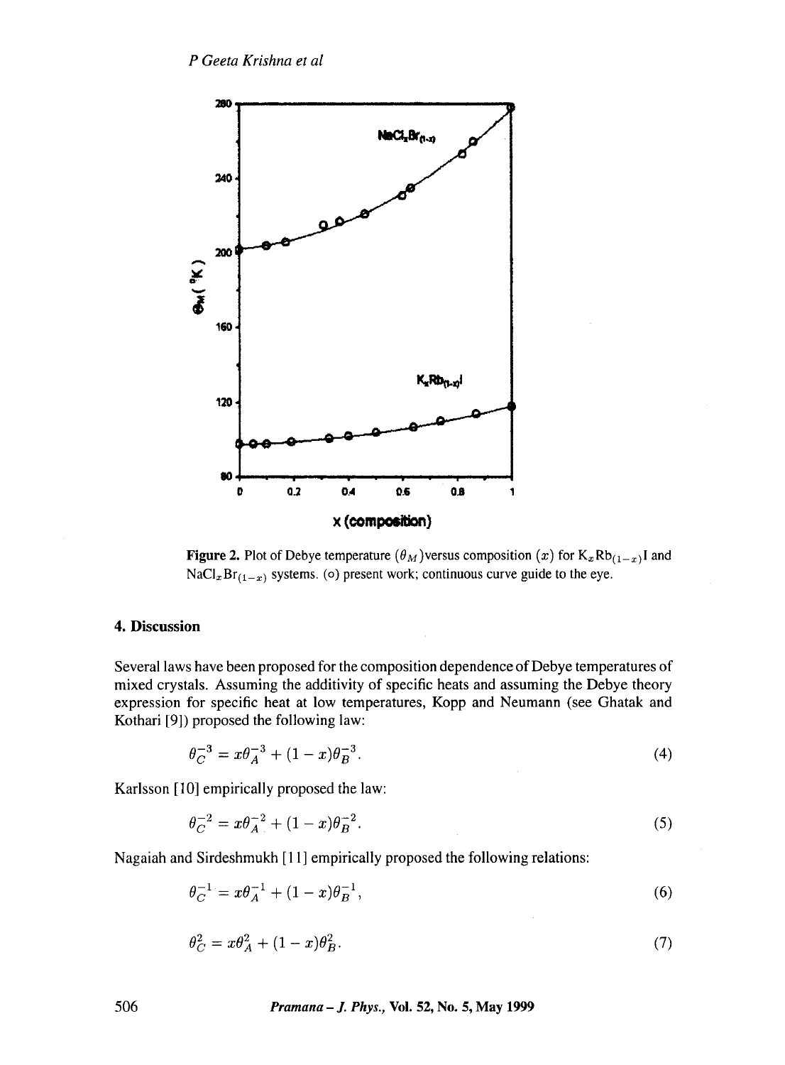**Figure 2.** Plot of Debye temperature ($\theta_M$) versus composition ($x$) for $K_xRb_{(1-x)}I$ and $NaCl_xBr_{(1-x)}$ systems. (o) present work; continuous curve guide to the eye.

## 4. Discussion

Several laws have been proposed for the composition dependence of Debye temperatures of mixed crystals. Assuming the additivity of specific heats and assuming the Debye theory expression for specific heat at low temperatures, Kopp and Neumann (see Ghatak and Kothari [9]) proposed the following law:

$$\theta_C^{-3} = x\theta_A^{-3} + (1-x)\theta_B^{-3}. \tag{4}$$

Karlsson [10] empirically proposed the law:

$$\theta_C^{-2} = x\theta_A^{-2} + (1-x)\theta_B^{-2}. \tag{5}$$

Nagaiah and Sirdeshmukh [11] empirically proposed the following relations:

$$\theta_C^{-1} = x\theta_A^{-1} + (1-x)\theta_B^{-1}, \tag{6}$$

$$\theta_C^{2} = x\theta_A^{2} + (1-x)\theta_B^{2}. \tag{7}$$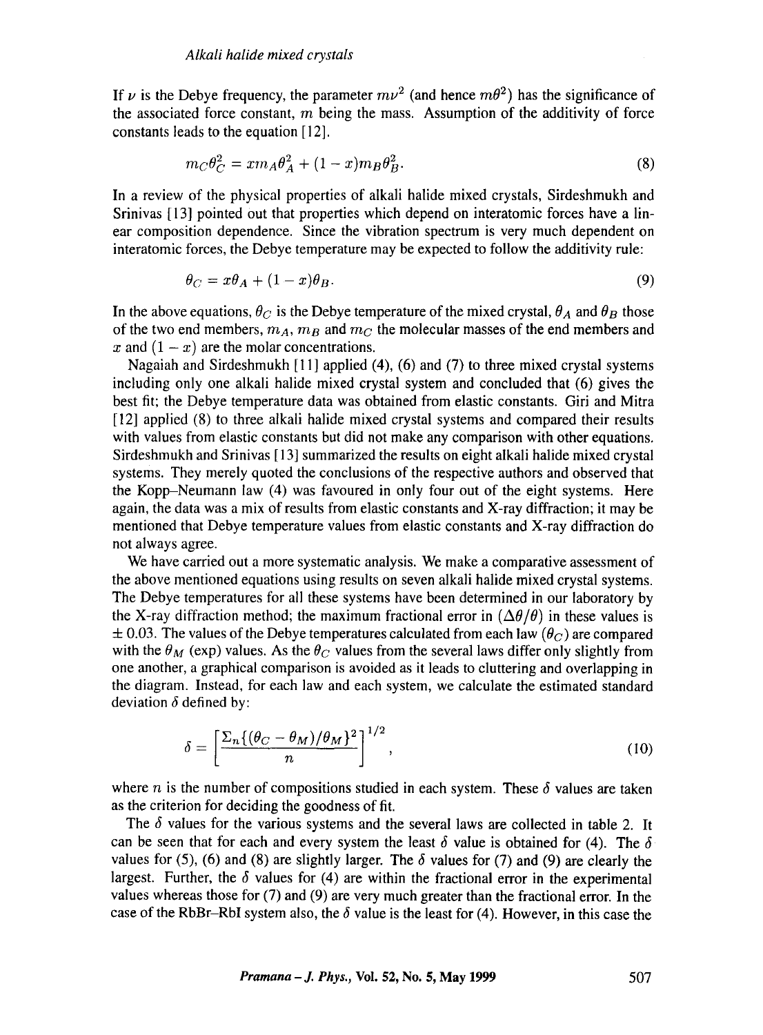If $\nu$ is the Debye frequency, the parameter $m\nu^2$ (and hence $m\theta^2$) has the significance of the associated force constant, $m$ being the mass. Assumption of the additivity of force constants leads to the equation [12].

$$m_C\theta_C^2 = xm_A\theta_A^2 + (1-x)m_B\theta_B^2. \tag{8}$$

In a review of the physical properties of alkali halide mixed crystals, Sirdeshmukh and Srinivas [13] pointed out that properties which depend on interatomic forces have a linear composition dependence. Since the vibration spectrum is very much dependent on interatomic forces, the Debye temperature may be expected to follow the additivity rule:

$$\theta_C = x\theta_A + (1-x)\theta_B. \tag{9}$$

In the above equations, $\theta_C$ is the Debye temperature of the mixed crystal, $\theta_A$ and $\theta_B$ those of the two end members, $m_A$, $m_B$ and $m_C$ the molecular masses of the end members and $x$ and $(1-x)$ are the molar concentrations.

Nagaiah and Sirdeshmukh [11] applied (4), (6) and (7) to three mixed crystal systems including only one alkali halide mixed crystal system and concluded that (6) gives the best fit; the Debye temperature data was obtained from elastic constants. Giri and Mitra [12] applied (8) to three alkali halide mixed crystal systems and compared their results with values from elastic constants but did not make any comparison with other equations. Sirdeshmukh and Srinivas [13] summarized the results on eight alkali halide mixed crystal systems. They merely quoted the conclusions of the respective authors and observed that the Kopp–Neumann law (4) was favoured in only four out of the eight systems. Here again, the data was a mix of results from elastic constants and X-ray diffraction; it may be mentioned that Debye temperature values from elastic constants and X-ray diffraction do not always agree.

We have carried out a more systematic analysis. We make a comparative assessment of the above mentioned equations using results on seven alkali halide mixed crystal systems. The Debye temperatures for all these systems have been determined in our laboratory by the X-ray diffraction method; the maximum fractional error in $(\Delta\theta/\theta)$ in these values is $\pm$ 0.03. The values of the Debye temperatures calculated from each law ($\theta_C$) are compared with the $\theta_M$ (exp) values. As the $\theta_C$ values from the several laws differ only slightly from one another, a graphical comparison is avoided as it leads to cluttering and overlapping in the diagram. Instead, for each law and each system, we calculate the estimated standard deviation $\delta$ defined by:

$$\delta = \left[\frac{\Sigma_n\{(\theta_C - \theta_M)/\theta_M\}^2}{n}\right]^{1/2}, \tag{10}$$

where $n$ is the number of compositions studied in each system. These $\delta$ values are taken as the criterion for deciding the goodness of fit.

The $\delta$ values for the various systems and the several laws are collected in table 2. It can be seen that for each and every system the least $\delta$ value is obtained for (4). The $\delta$ values for (5), (6) and (8) are slightly larger. The $\delta$ values for (7) and (9) are clearly the largest. Further, the $\delta$ values for (4) are within the fractional error in the experimental values whereas those for (7) and (9) are very much greater than the fractional error. In the case of the RbBr–RbI system also, the $\delta$ value is the least for (4). However, in this case the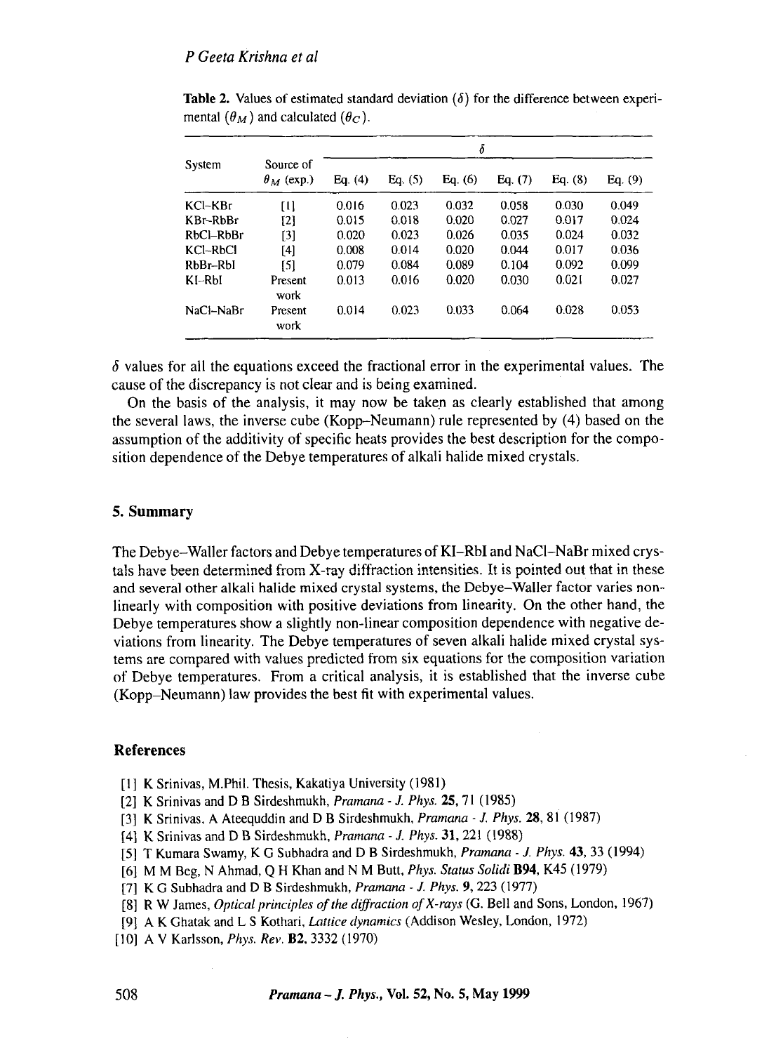**Table 2.** Values of estimated standard deviation ($\delta$) for the difference between experimental ($\theta_M$) and calculated ($\theta_C$).

| System | Source of $\theta_M$ (exp.) | $\delta$ | | | | | |
|---|---|---|---|---|---|---|---|
| | | Eq. (4) | Eq. (5) | Eq. (6) | Eq. (7) | Eq. (8) | Eq. (9) |
| KCl–KBr | [1] | 0.016 | 0.023 | 0.032 | 0.058 | 0.030 | 0.049 |
| KBr–RbBr | [2] | 0.015 | 0.018 | 0.020 | 0.027 | 0.017 | 0.024 |
| RbCl–RbBr | [3] | 0.020 | 0.023 | 0.026 | 0.035 | 0.024 | 0.032 |
| KCl–RbCl | [4] | 0.008 | 0.014 | 0.020 | 0.044 | 0.017 | 0.036 |
| RbBr–RbI | [5] | 0.079 | 0.084 | 0.089 | 0.104 | 0.092 | 0.099 |
| KI–RbI | Present work | 0.013 | 0.016 | 0.020 | 0.030 | 0.021 | 0.027 |
| NaCl–NaBr | Present work | 0.014 | 0.023 | 0.033 | 0.064 | 0.028 | 0.053 |

$\delta$ values for all the equations exceed the fractional error in the experimental values. The cause of the discrepancy is not clear and is being examined.

On the basis of the analysis, it may now be taken as clearly established that among the several laws, the inverse cube (Kopp–Neumann) rule represented by (4) based on the assumption of the additivity of specific heats provides the best description for the composition dependence of the Debye temperatures of alkali halide mixed crystals.

## 5. Summary

The Debye–Waller factors and Debye temperatures of KI–RbI and NaCl–NaBr mixed crystals have been determined from X-ray diffraction intensities. It is pointed out that in these and several other alkali halide mixed crystal systems, the Debye–Waller factor varies non-linearly with composition with positive deviations from linearity. On the other hand, the Debye temperatures show a slightly non-linear composition dependence with negative deviations from linearity. The Debye temperatures of seven alkali halide mixed crystal systems are compared with values predicted from six equations for the composition variation of Debye temperatures. From a critical analysis, it is established that the inverse cube (Kopp–Neumann) law provides the best fit with experimental values.

## References

[1] K Srinivas, M.Phil. Thesis, Kakatiya University (1981)

[2] K Srinivas and D B Sirdeshmukh, *Pramana - J. Phys.* **25**, 71 (1985)

[3] K Srinivas, A Ateequddin and D B Sirdeshmukh, *Pramana - J. Phys.* **28**, 81 (1987)

[4] K Srinivas and D B Sirdeshmukh, *Pramana - J. Phys.* **31**, 221 (1988)

[5] T Kumara Swamy, K G Subhadra and D B Sirdeshmukh, *Pramana - J. Phys.* **43**, 33 (1994)

[6] M M Beg, N Ahmad, Q H Khan and N M Butt, *Phys. Status Solidi* **B94**, K45 (1979)

[7] K G Subhadra and D B Sirdeshmukh, *Pramana - J. Phys.* **9**, 223 (1977)

[8] R W James, *Optical principles of the diffraction of X-rays* (G. Bell and Sons, London, 1967)

[9] A K Ghatak and L S Kothari, *Lattice dynamics* (Addison Wesley, London, 1972)

[10] A V Karlsson, *Phys. Rev.* **B2**, 3332 (1970)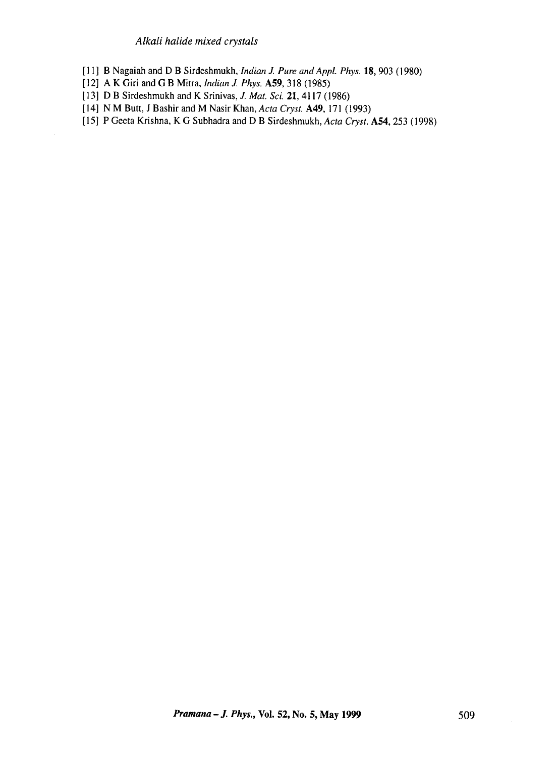[11] B Nagaiah and D B Sirdeshmukh, *Indian J. Pure and Appl. Phys.* **18**, 903 (1980)

[12] A K Giri and G B Mitra, *Indian J. Phys.* **A59**, 318 (1985)

[13] D B Sirdeshmukh and K Srinivas, *J. Mat. Sci.* **21**, 4117 (1986)

[14] N M Butt, J Bashir and M Nasir Khan, *Acta Cryst.* **A49**, 171 (1993)

[15] P Geeta Krishna, K G Subhadra and D B Sirdeshmukh, *Acta Cryst.* **A54**, 253 (1998)